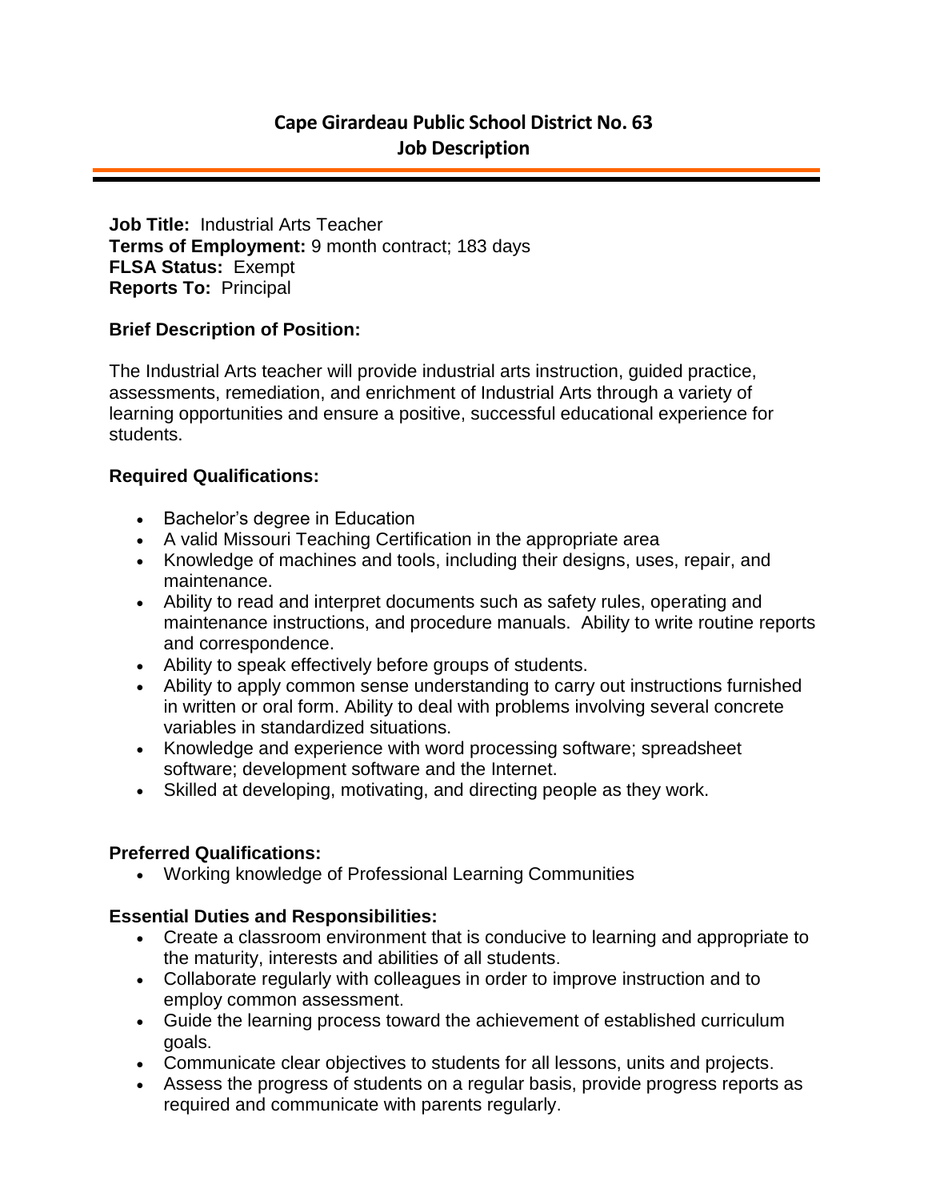# Cape Girardeau Public School District No. 63
## Job Description

**Job Title:** Industrial Arts Teacher
**Terms of Employment:** 9 month contract; 183 days
**FLSA Status:** Exempt
**Reports To:** Principal

### Brief Description of Position:

The Industrial Arts teacher will provide industrial arts instruction, guided practice, assessments, remediation, and enrichment of Industrial Arts through a variety of learning opportunities and ensure a positive, successful educational experience for students.

### Required Qualifications:

- Bachelor's degree in Education
- A valid Missouri Teaching Certification in the appropriate area
- Knowledge of machines and tools, including their designs, uses, repair, and maintenance.
- Ability to read and interpret documents such as safety rules, operating and maintenance instructions, and procedure manuals. Ability to write routine reports and correspondence.
- Ability to speak effectively before groups of students.
- Ability to apply common sense understanding to carry out instructions furnished in written or oral form. Ability to deal with problems involving several concrete variables in standardized situations.
- Knowledge and experience with word processing software; spreadsheet software; development software and the Internet.
- Skilled at developing, motivating, and directing people as they work.

### Preferred Qualifications:

- Working knowledge of Professional Learning Communities

### Essential Duties and Responsibilities:

- Create a classroom environment that is conducive to learning and appropriate to the maturity, interests and abilities of all students.
- Collaborate regularly with colleagues in order to improve instruction and to employ common assessment.
- Guide the learning process toward the achievement of established curriculum goals.
- Communicate clear objectives to students for all lessons, units and projects.
- Assess the progress of students on a regular basis, provide progress reports as required and communicate with parents regularly.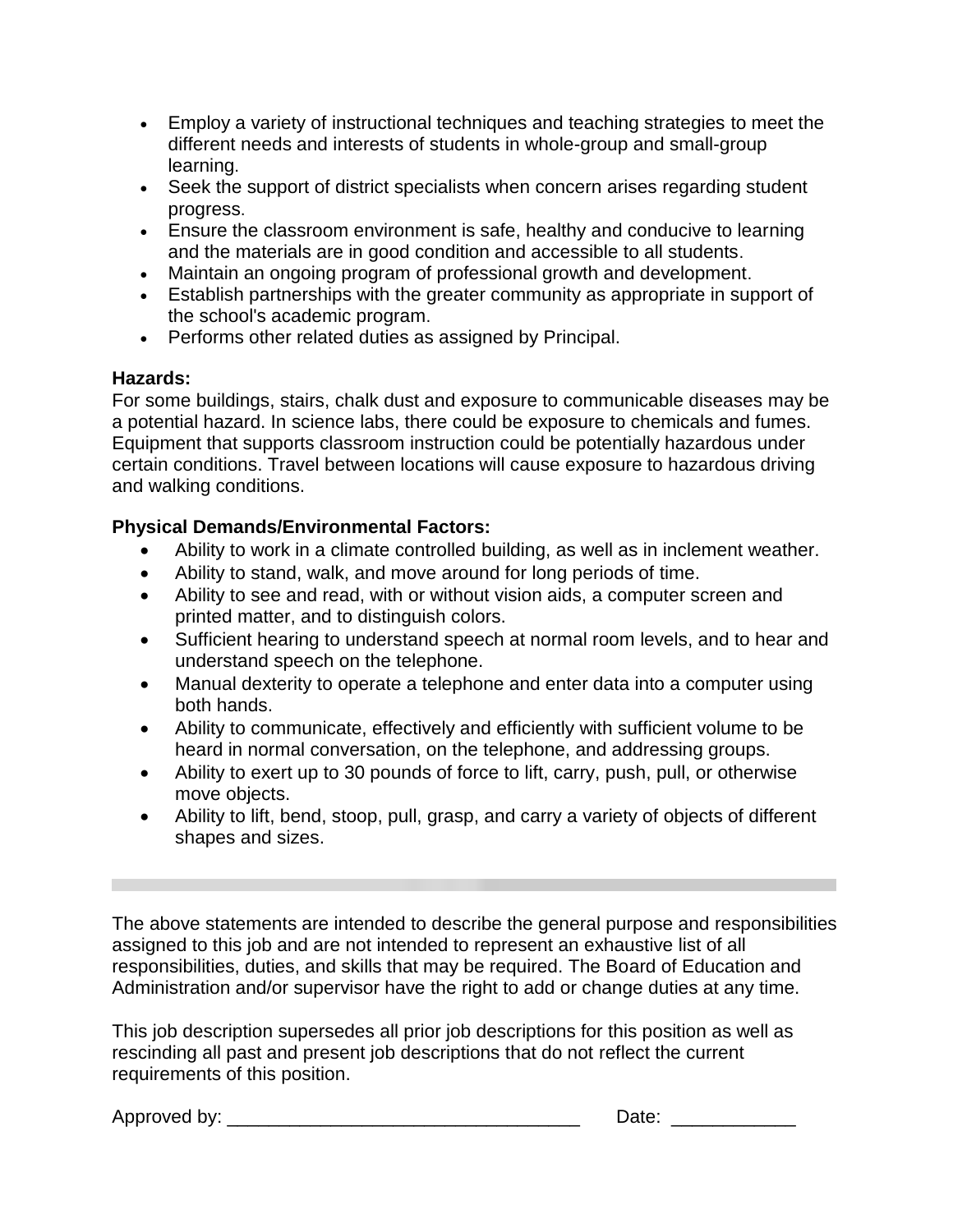- Employ a variety of instructional techniques and teaching strategies to meet the different needs and interests of students in whole-group and small-group learning.
- Seek the support of district specialists when concern arises regarding student progress.
- Ensure the classroom environment is safe, healthy and conducive to learning and the materials are in good condition and accessible to all students.
- Maintain an ongoing program of professional growth and development.
- Establish partnerships with the greater community as appropriate in support of the school's academic program.
- Performs other related duties as assigned by Principal.

**Hazards:**
For some buildings, stairs, chalk dust and exposure to communicable diseases may be a potential hazard. In science labs, there could be exposure to chemicals and fumes. Equipment that supports classroom instruction could be potentially hazardous under certain conditions. Travel between locations will cause exposure to hazardous driving and walking conditions.

**Physical Demands/Environmental Factors:**

- Ability to work in a climate controlled building, as well as in inclement weather.
- Ability to stand, walk, and move around for long periods of time.
- Ability to see and read, with or without vision aids, a computer screen and printed matter, and to distinguish colors.
- Sufficient hearing to understand speech at normal room levels, and to hear and understand speech on the telephone.
- Manual dexterity to operate a telephone and enter data into a computer using both hands.
- Ability to communicate, effectively and efficiently with sufficient volume to be heard in normal conversation, on the telephone, and addressing groups.
- Ability to exert up to 30 pounds of force to lift, carry, push, pull, or otherwise move objects.
- Ability to lift, bend, stoop, pull, grasp, and carry a variety of objects of different shapes and sizes.

---

The above statements are intended to describe the general purpose and responsibilities assigned to this job and are not intended to represent an exhaustive list of all responsibilities, duties, and skills that may be required. The Board of Education and Administration and/or supervisor have the right to add or change duties at any time.

This job description supersedes all prior job descriptions for this position as well as rescinding all past and present job descriptions that do not reflect the current requirements of this position.

Approved by: __________________________________ Date: ____________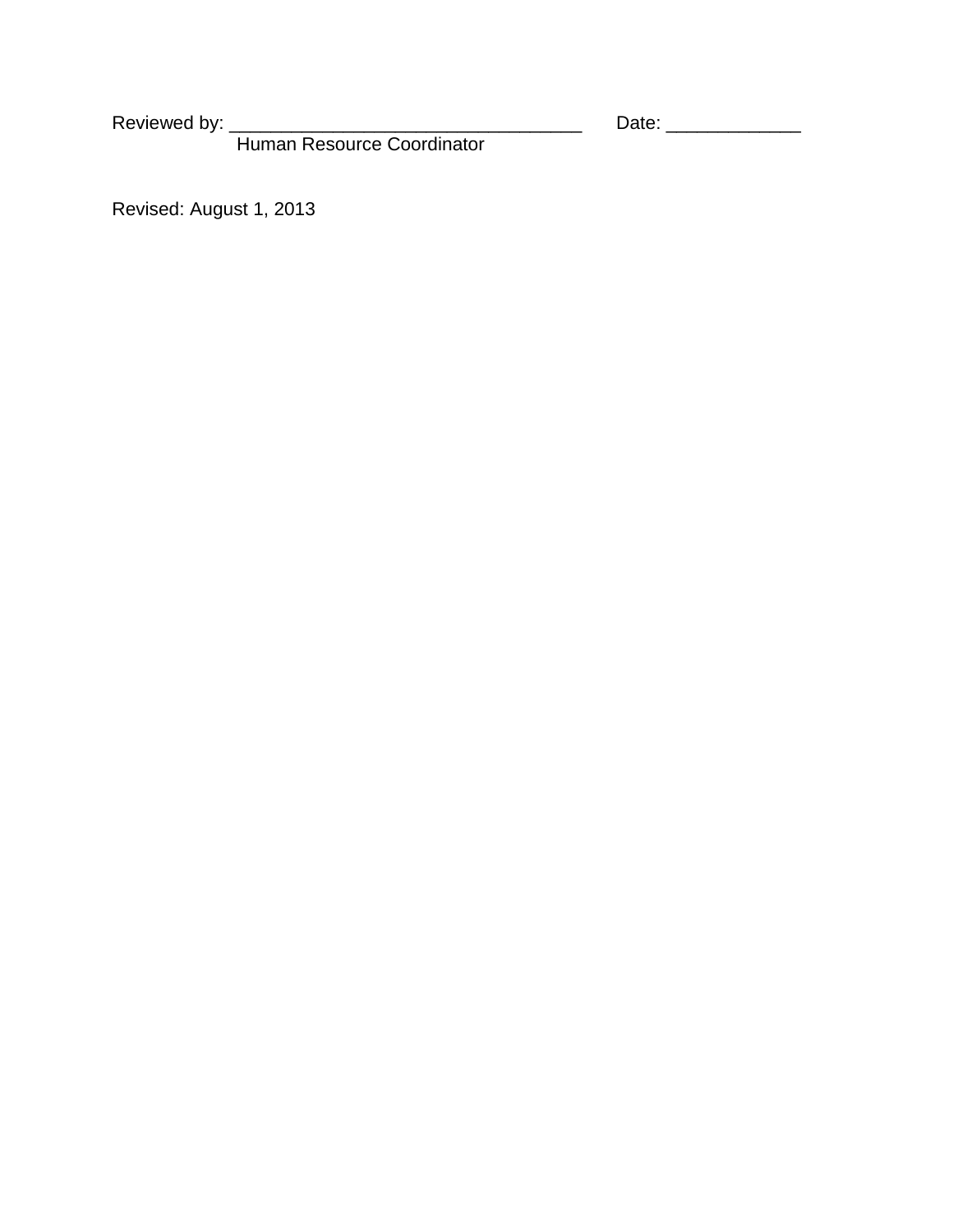Reviewed by: ___________________________________ Date: _____________

Human Resource Coordinator

Revised: August 1, 2013